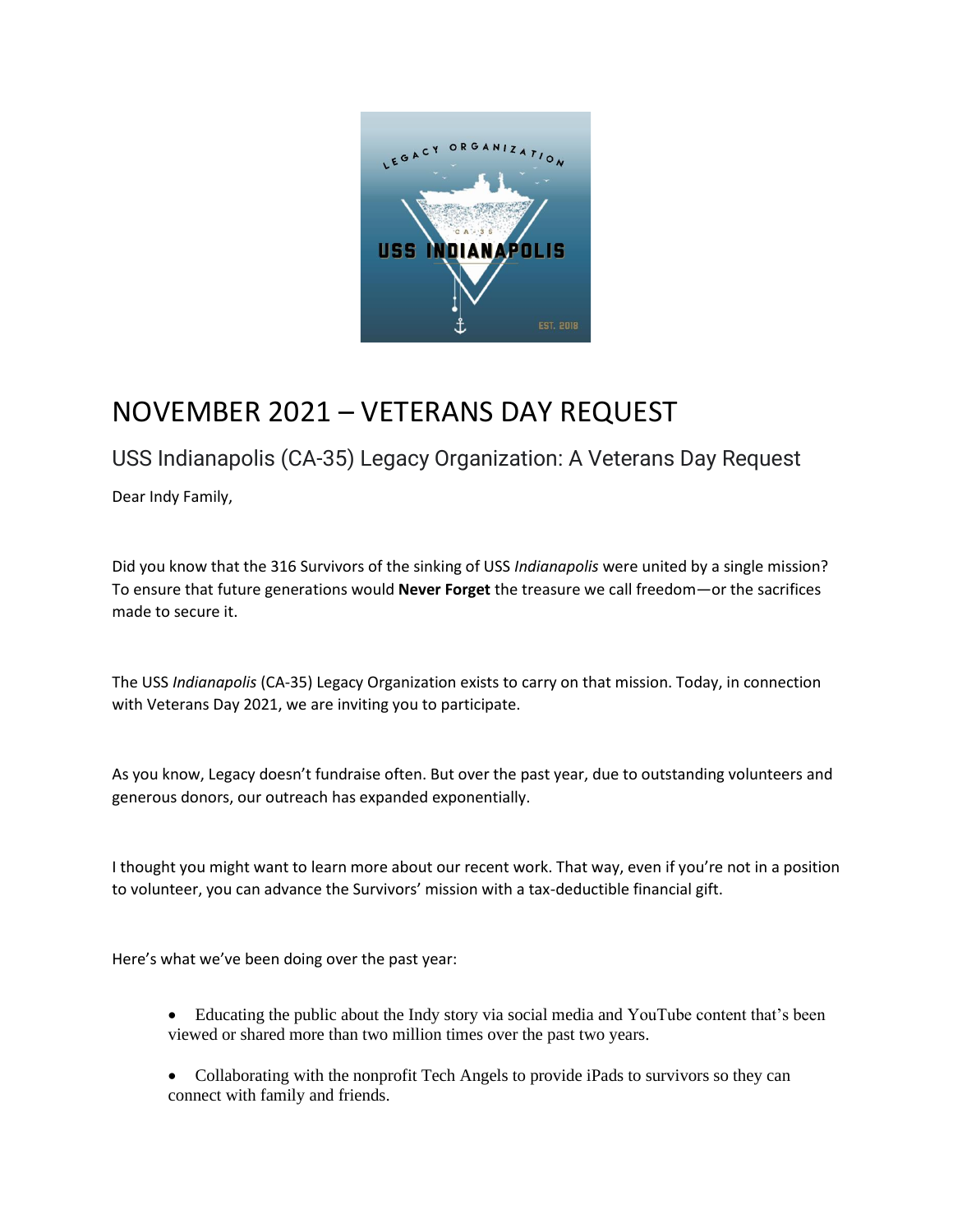# NOVEMBER 2021 – VETERANS DAY REQUEST

## USS Indianapolis (CA-35) Legacy Organization: A Veterans Day Request

Dear Indy Family,

Did you know that the 316 Survivors of the sinking of USS *Indianapolis* were united by a single mission? To ensure that future generations would **Never Forget** the treasure we call freedom—or the sacrifices made to secure it.

The USS *Indianapolis* (CA-35) Legacy Organization exists to carry on that mission. Today, in connection with Veterans Day 2021, we are inviting you to participate.

As you know, Legacy doesn't fundraise often. But over the past year, due to outstanding volunteers and generous donors, our outreach has expanded exponentially.

I thought you might want to learn more about our recent work. That way, even if you're not in a position to volunteer, you can advance the Survivors' mission with a tax-deductible financial gift.

Here's what we've been doing over the past year:

- Educating the public about the Indy story via social media and YouTube content that's been viewed or shared more than two million times over the past two years.
- Collaborating with the nonprofit Tech Angels to provide iPads to survivors so they can connect with family and friends.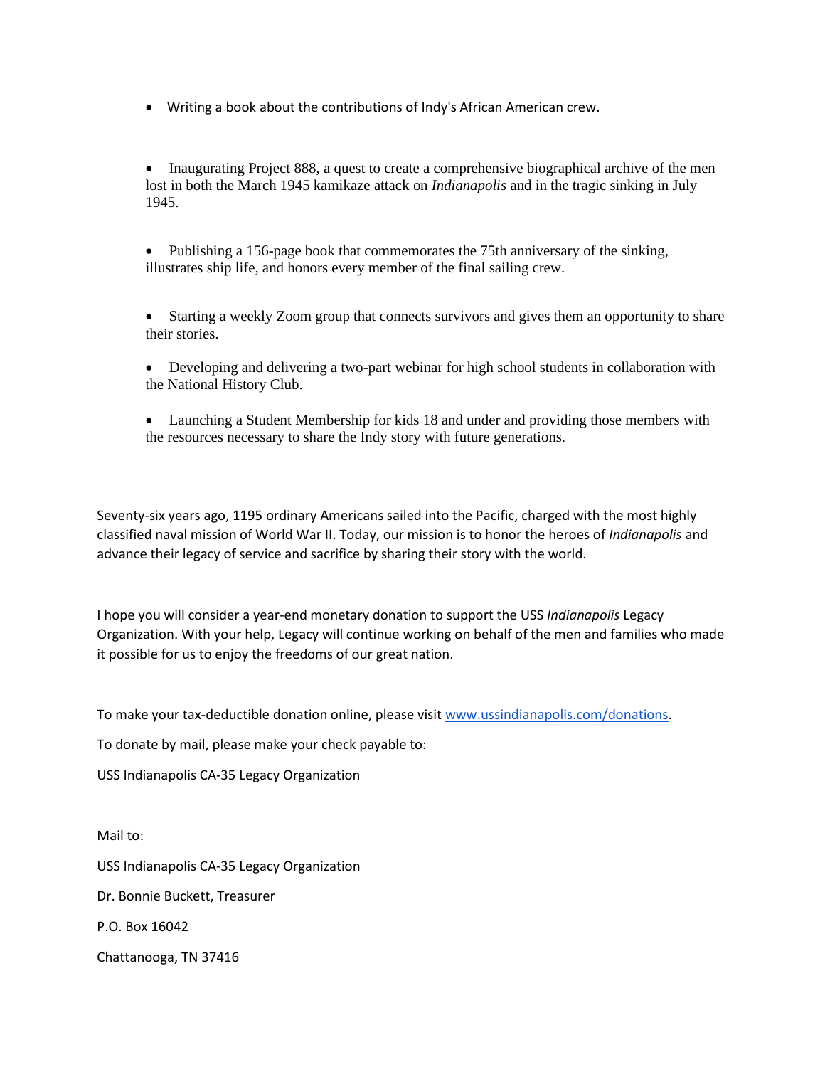- Writing a book about the contributions of Indy's African American crew.

- Inaugurating Project 888, a quest to create a comprehensive biographical archive of the men lost in both the March 1945 kamikaze attack on *Indianapolis* and in the tragic sinking in July 1945.

- Publishing a 156-page book that commemorates the 75th anniversary of the sinking, illustrates ship life, and honors every member of the final sailing crew.

- Starting a weekly Zoom group that connects survivors and gives them an opportunity to share their stories.

- Developing and delivering a two-part webinar for high school students in collaboration with the National History Club.

- Launching a Student Membership for kids 18 and under and providing those members with the resources necessary to share the Indy story with future generations.

Seventy-six years ago, 1195 ordinary Americans sailed into the Pacific, charged with the most highly classified naval mission of World War II. Today, our mission is to honor the heroes of *Indianapolis* and advance their legacy of service and sacrifice by sharing their story with the world.

I hope you will consider a year-end monetary donation to support the USS *Indianapolis* Legacy Organization. With your help, Legacy will continue working on behalf of the men and families who made it possible for us to enjoy the freedoms of our great nation.

To make your tax-deductible donation online, please visit [www.ussindianapolis.com/donations](http://www.ussindianapolis.com/donations).

To donate by mail, please make your check payable to:

USS Indianapolis CA-35 Legacy Organization

Mail to:

USS Indianapolis CA-35 Legacy Organization

Dr. Bonnie Buckett, Treasurer

P.O. Box 16042

Chattanooga, TN 37416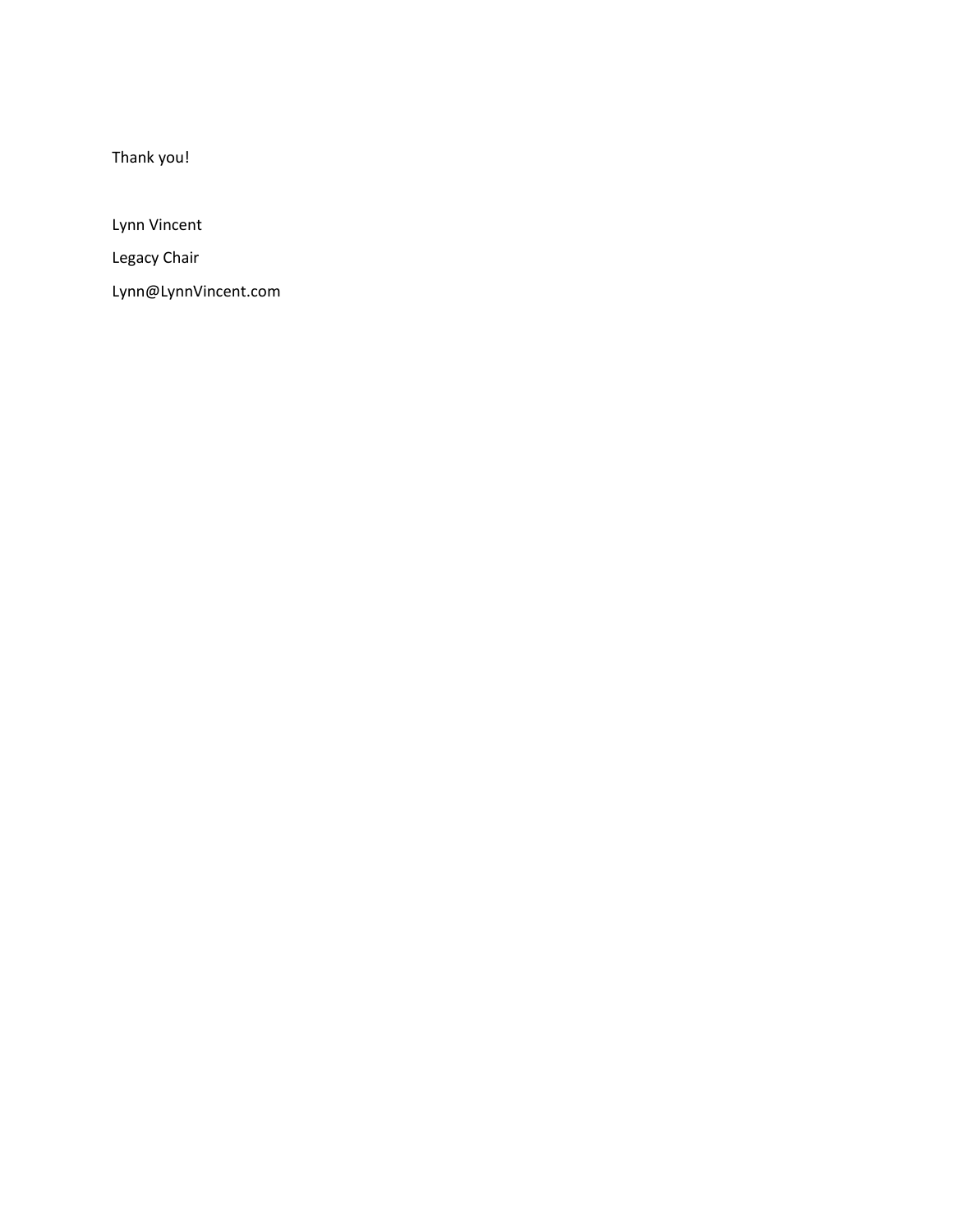Thank you!

Lynn Vincent

Legacy Chair

Lynn@LynnVincent.com